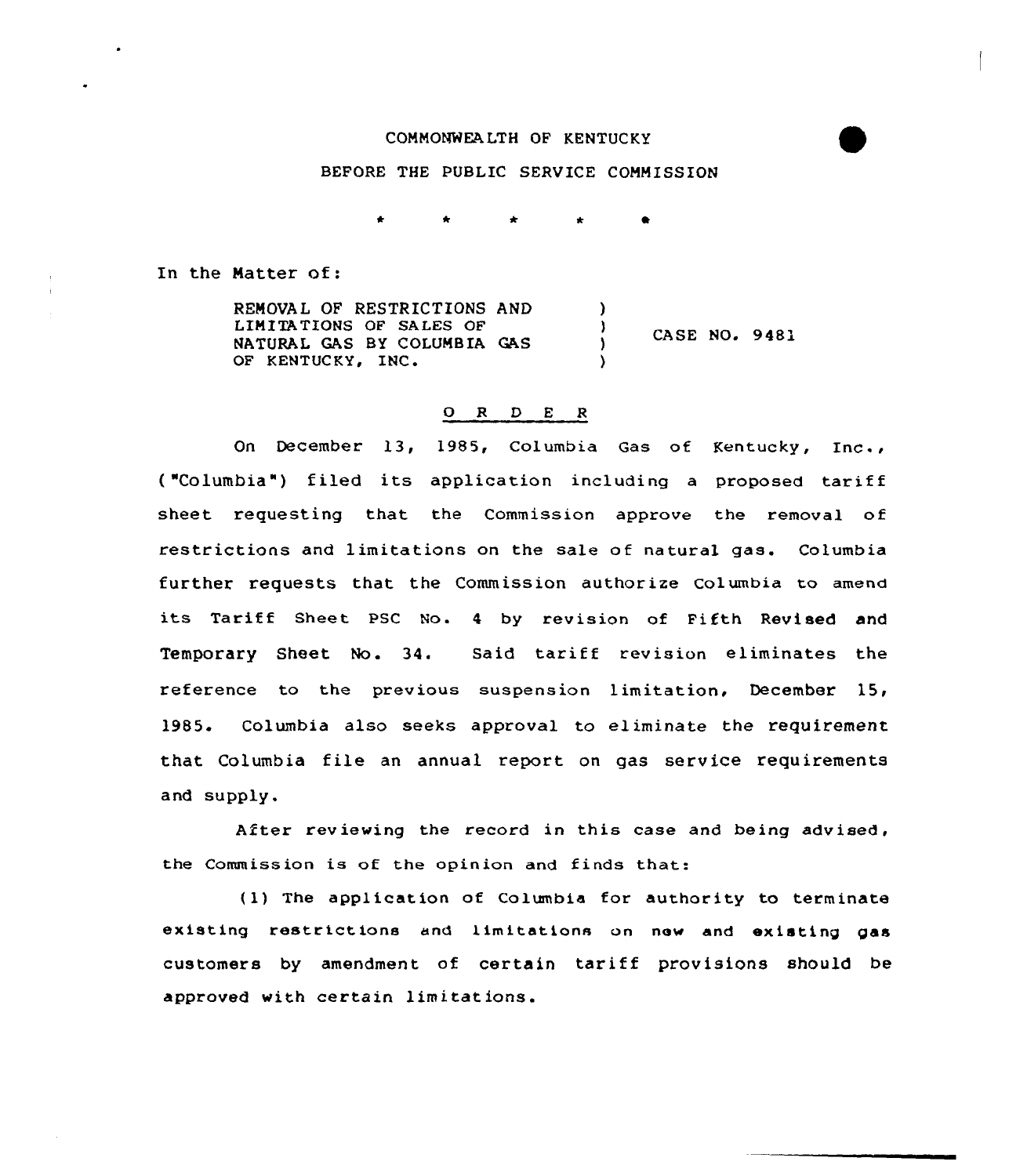COMMONWEALTH OF KENTUCKY

BEFORE THE PUBLIC SERVICE COMMISSION

\* \* \* \* \*

In the Matter of:

| | |
|---|---|
| REMOVAL OF RESTRICTIONS AND LIMITATIONS OF SALES OF NATURAL GAS BY COLUMBIA GAS OF KENTUCKY, INC. | CASE NO. 9481 |

O R D E R

On December 13, 1985, Columbia Gas of Kentucky, Inc., ("Columbia") filed its application including a proposed tariff sheet requesting that the Commission approve the removal of restrictions and limitations on the sale of natural gas. Columbia further requests that the Commission authorize Columbia to amend its Tariff Sheet PSC No. 4 by revision of Fifth Revised and Temporary Sheet No. 34. Said tariff revision eliminates the reference to the previous suspension limitation, December 15, 1985. Columbia also seeks approval to eliminate the requirement that Columbia file an annual report on gas service requirements and supply.

After reviewing the record in this case and being advised, the Commission is of the opinion and finds that:

(1) The application of Columbia for authority to terminate existing restrictions and limitations on new and existing gas customers by amendment of certain tariff provisions should be approved with certain limitations.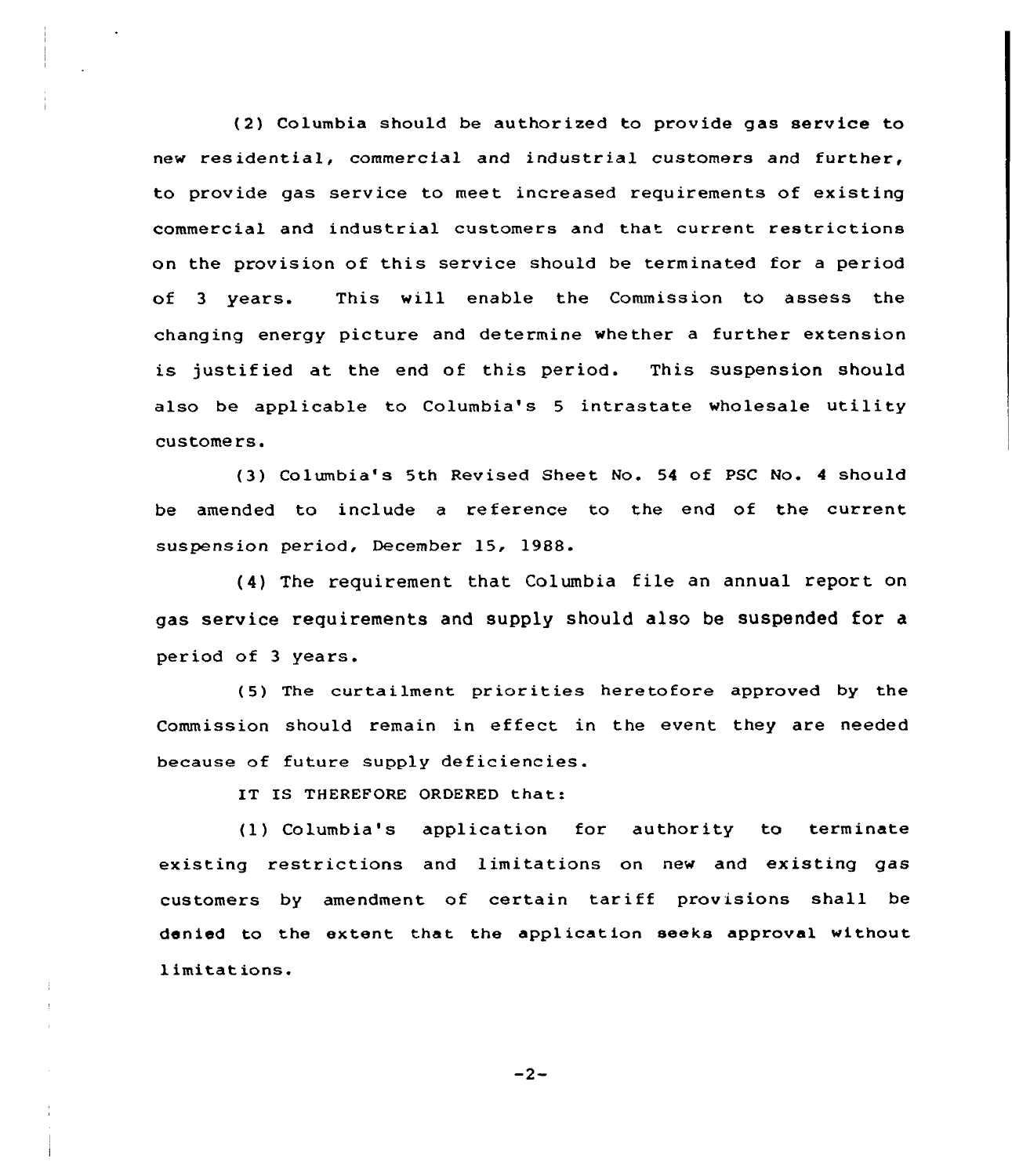(2) Columbia should be authorized to provide gas service to new residential, commercial and industrial customers and further, to provide gas service to meet increased requirements of existing commercial and industrial customers and that current restrictions on the provision of this service should be terminated for a period of 3 years. This will enable the Commission to assess the changing energy picture and determine whether a further extension is justified at the end of this period. This suspension should also be applicable to Columbia's 5 intrastate wholesale utility customers.

(3) Columbia's 5th Revised Sheet No. 54 of PSC No. 4 should be amended to include a reference to the end of the current suspension period, December 15, 1988.

(4) The requirement that Columbia file an annual report on gas service requirements and supply should also be suspended for a period of 3 years.

(5) The curtailment priorities heretofore approved by the Commission should remain in effect in the event they are needed because of future supply deficiencies.

IT IS THEREFORE ORDERED that:

(1) Columbia's application for authority to terminate existing restrictions and limitations on new and existing gas customers by amendment of certain tariff provisions shall be denied to the extent that the application seeks approval without limitations.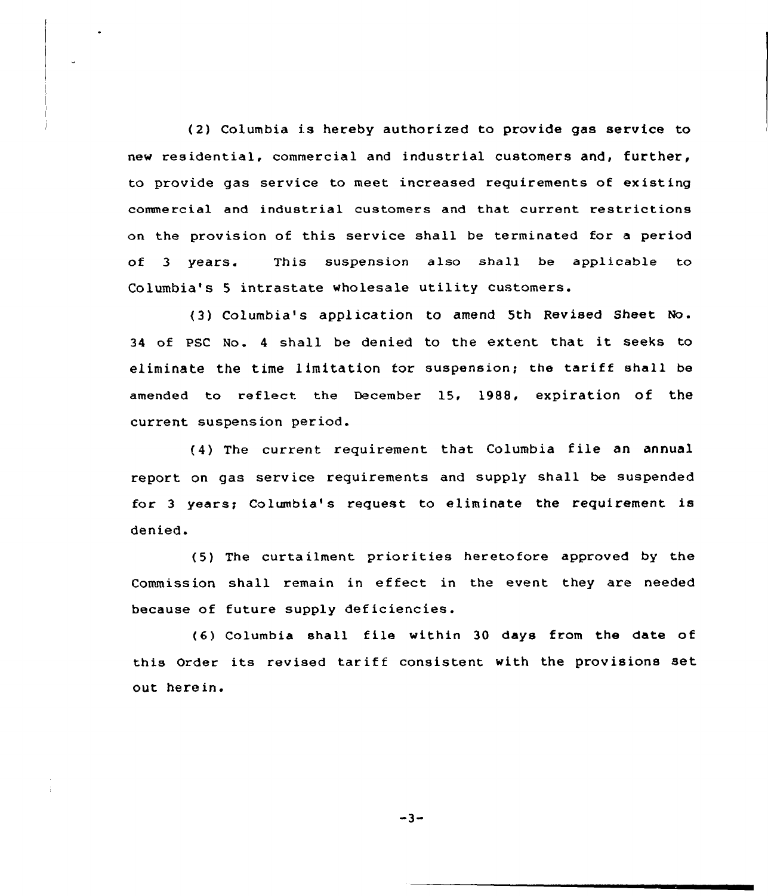(2) Columbia is hereby authorized to provide gas service to new residential, commercial and industrial customers and, further, to provide gas service to meet increased requirements of existing commercial and industrial customers and that current restrictions on the provision of this service shall be terminated for a period of 3 years. This suspension also shall be applicable to Columbia's 5 intrastate wholesale utility customers.

(3) Columbia's application to amend 5th Revised Sheet No. 34 of PSC No. 4 shall be denied to the extent that it seeks to eliminate the time limitation for suspension; the tariff shall be amended to reflect the December 15, 1988, expiration of the current suspension period.

(4) The current requirement that Columbia file an annual report on gas service requirements and supply shall be suspended for 3 years; Columbia's request to eliminate the requirement is denied.

(5) The curtailment priorities heretofore approved by the Commission shall remain in effect in the event they are needed because of future supply deficiencies.

(6) Columbia shall file within 30 days from the date of this Order its revised tariff consistent with the provisions set out herein.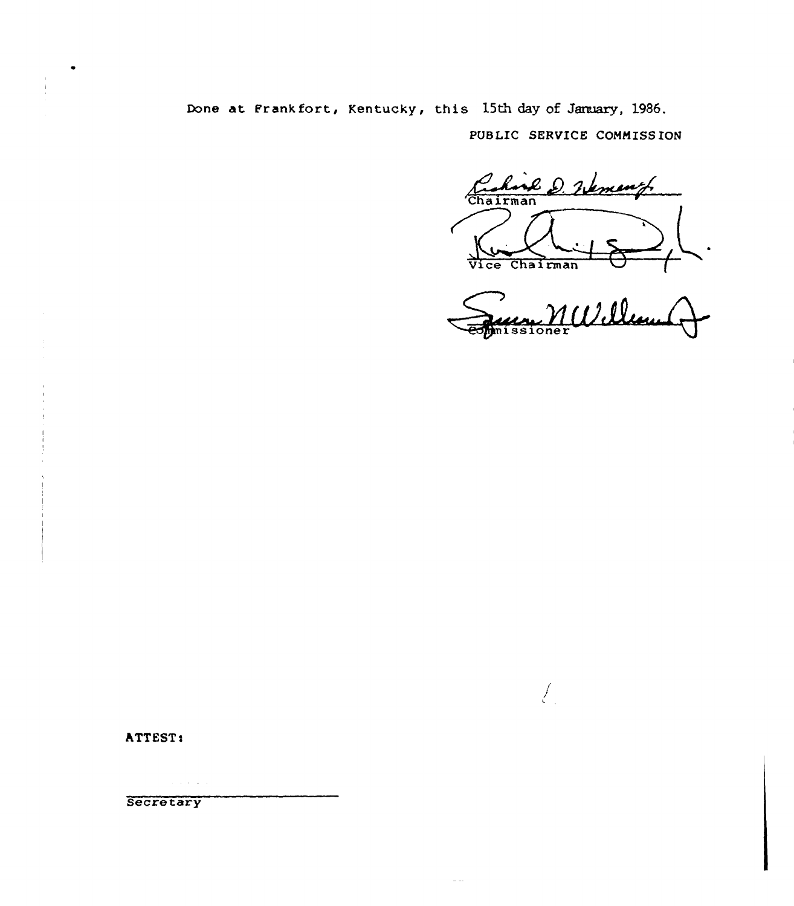Done at Frankfort, Kentucky, this 15th day of January, 1986.

PUBLIC SERVICE COMMISSION

Chairman

Vice Chairman

Commissioner

ATTEST:

Secretary